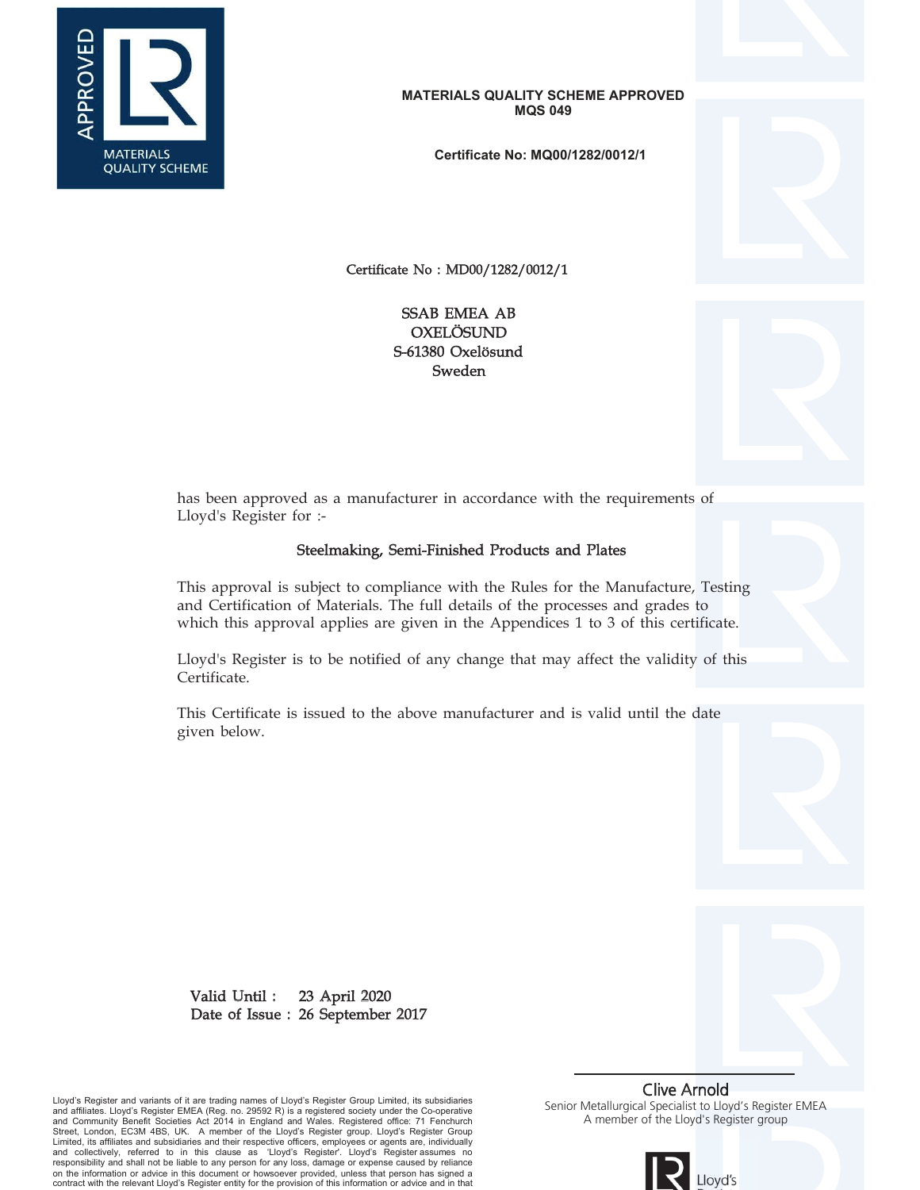APPROVED

MATERIALS QUALITY SCHEME

**MATERIALS QUALITY SCHEME APPROVED**
**MQS 049**

**Certificate No: MQ00/1282/0012/1**

Certificate No : MD00/1282/0012/1

SSAB EMEA AB
OXELÖSUND
S-61380 Oxelösund
Sweden

has been approved as a manufacturer in accordance with the requirements of Lloyd's Register for :-

### Steelmaking, Semi-Finished Products and Plates

This approval is subject to compliance with the Rules for the Manufacture, Testing and Certification of Materials. The full details of the processes and grades to which this approval applies are given in the Appendices 1 to 3 of this certificate.

Lloyd's Register is to be notified of any change that may affect the validity of this Certificate.

This Certificate is issued to the above manufacturer and is valid until the date given below.

Valid Until : 23 April 2020
Date of Issue : 26 September 2017

Clive Arnold
Senior Metallurgical Specialist to Lloyd's Register EMEA
A member of the Lloyd's Register group

Lloyd's Register and variants of it are trading names of Lloyd's Register Group Limited, its subsidiaries and affiliates. Lloyd's Register EMEA (Reg. no. 29592 R) is a registered society under the Co-operative and Community Benefit Societies Act 2014 in England and Wales. Registered office: 71 Fenchurch Street, London, EC3M 4BS, UK. A member of the Lloyd's Register group. Lloyd's Register Group Limited, its affiliates and subsidiaries and their respective officers, employees or agents are, individually and collectively, referred to in this clause as 'Lloyd's Register'. Lloyd's Register assumes no responsibility and shall not be liable to any person for any loss, damage or expense caused by reliance on the information or advice in this document or howsoever provided, unless that person has signed a contract with the relevant Lloyd's Register entity for the provision of this information or advice and in that

Lloyd's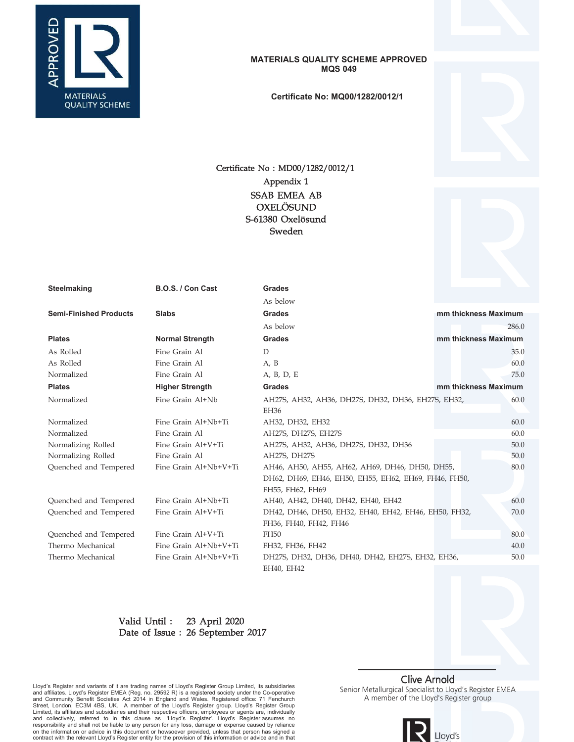APPROVED

MATERIALS QUALITY SCHEME

**MATERIALS QUALITY SCHEME APPROVED**
**MQS 049**

**Certificate No: MQ00/1282/0012/1**

Certificate No : MD00/1282/0012/1

Appendix 1

SSAB EMEA AB
OXELÖSUND
S-61380 Oxelösund
Sweden

| **Steelmaking** | **B.O.S. / Con Cast** | **Grades** | |
|---|---|---|---|
| | | As below | |
| **Semi-Finished Products** | **Slabs** | **Grades** | **mm thickness Maximum** |
| | | As below | 286.0 |
| **Plates** | **Normal Strength** | **Grades** | **mm thickness Maximum** |
| As Rolled | Fine Grain Al | D | 35.0 |
| As Rolled | Fine Grain Al | A, B | 60.0 |
| Normalized | Fine Grain Al | A, B, D, E | 75.0 |
| **Plates** | **Higher Strength** | **Grades** | **mm thickness Maximum** |
| Normalized | Fine Grain Al+Nb | AH27S, AH32, AH36, DH27S, DH32, DH36, EH27S, EH32, EH36 | 60.0 |
| Normalized | Fine Grain Al+Nb+Ti | AH32, DH32, EH32 | 60.0 |
| Normalized | Fine Grain Al | AH27S, DH27S, EH27S | 60.0 |
| Normalizing Rolled | Fine Grain Al+V+Ti | AH27S, AH32, AH36, DH27S, DH32, DH36 | 50.0 |
| Normalizing Rolled | Fine Grain Al | AH27S, DH27S | 50.0 |
| Quenched and Tempered | Fine Grain Al+Nb+V+Ti | AH46, AH50, AH55, AH62, AH69, DH46, DH50, DH55, DH62, DH69, EH46, EH50, EH55, EH62, EH69, FH46, FH50, FH55, FH62, FH69 | 80.0 |
| Quenched and Tempered | Fine Grain Al+Nb+Ti | AH40, AH42, DH40, DH42, EH40, EH42 | 60.0 |
| Quenched and Tempered | Fine Grain Al+V+Ti | DH42, DH46, DH50, EH32, EH40, EH42, EH46, EH50, FH32, FH36, FH40, FH42, FH46 | 70.0 |
| Quenched and Tempered | Fine Grain Al+V+Ti | FH50 | 80.0 |
| Thermo Mechanical | Fine Grain Al+Nb+V+Ti | FH32, FH36, FH42 | 40.0 |
| Thermo Mechanical | Fine Grain Al+Nb+V+Ti | DH27S, DH32, DH36, DH40, DH42, EH27S, EH32, EH36, EH40, EH42 | 50.0 |

Valid Until : 23 April 2020
Date of Issue : 26 September 2017

Clive Arnold
Senior Metallurgical Specialist to Lloyd's Register EMEA
A member of the Lloyd's Register group

Lloyd's Register and variants of it are trading names of Lloyd's Register Group Limited, its subsidiaries and affiliates. Lloyd's Register EMEA (Reg. no. 29592 R) is a registered society under the Co-operative and Community Benefit Societies Act 2014 in England and Wales. Registered office: 71 Fenchurch Street, London, EC3M 4BS, UK. A member of the Lloyd's Register group. Lloyd's Register Group Limited, its affiliates and subsidiaries and their respective officers, employees or agents are, individually and collectively, referred to in this clause as 'Lloyd's Register'. Lloyd's Register assumes no responsibility and shall not be liable to any person for any loss, damage or expense caused by reliance on the information or advice in this document or howsoever provided, unless that person has signed a contract with the relevant Lloyd's Register entity for the provision of this information or advice and in that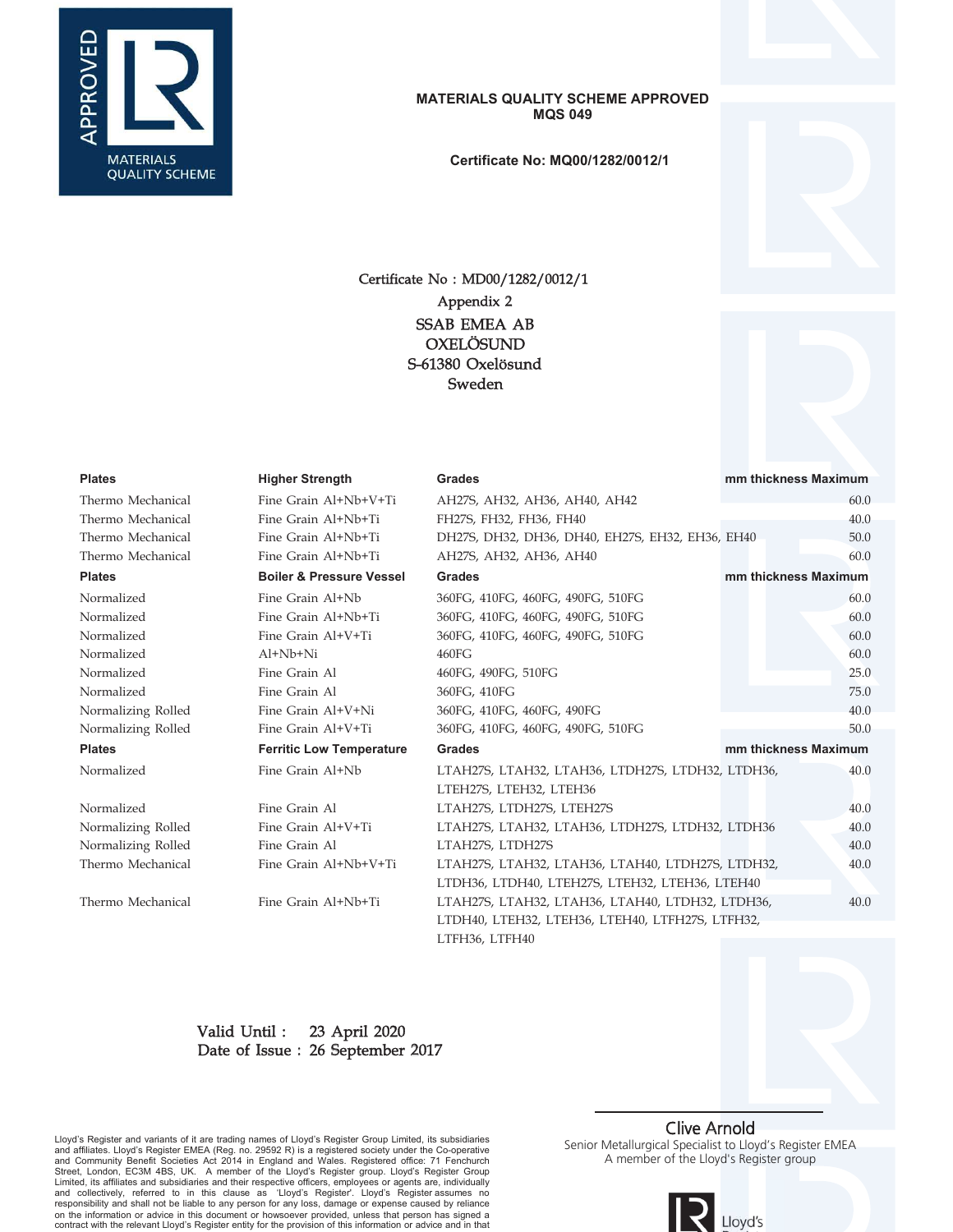APPROVED

MATERIALS QUALITY SCHEME

**MATERIALS QUALITY SCHEME APPROVED**
**MQS 049**

**Certificate No: MQ00/1282/0012/1**

Certificate No : MD00/1282/0012/1
Appendix 2
SSAB EMEA AB
OXELÖSUND
S-61380 Oxelösund
Sweden

| Plates | Higher Strength | Grades | mm thickness Maximum |
|---|---|---|---|
| Thermo Mechanical | Fine Grain Al+Nb+V+Ti | AH27S, AH32, AH36, AH40, AH42 | 60.0 |
| Thermo Mechanical | Fine Grain Al+Nb+Ti | FH27S, FH32, FH36, FH40 | 40.0 |
| Thermo Mechanical | Fine Grain Al+Nb+Ti | DH27S, DH32, DH36, DH40, EH27S, EH32, EH36, EH40 | 50.0 |
| Thermo Mechanical | Fine Grain Al+Nb+Ti | AH27S, AH32, AH36, AH40 | 60.0 |
| **Plates** | **Boiler & Pressure Vessel** | **Grades** | **mm thickness Maximum** |
| Normalized | Fine Grain Al+Nb | 360FG, 410FG, 460FG, 490FG, 510FG | 60.0 |
| Normalized | Fine Grain Al+Nb+Ti | 360FG, 410FG, 460FG, 490FG, 510FG | 60.0 |
| Normalized | Fine Grain Al+V+Ti | 360FG, 410FG, 460FG, 490FG, 510FG | 60.0 |
| Normalized | Al+Nb+Ni | 460FG | 60.0 |
| Normalized | Fine Grain Al | 460FG, 490FG, 510FG | 25.0 |
| Normalized | Fine Grain Al | 360FG, 410FG | 75.0 |
| Normalizing Rolled | Fine Grain Al+V+Ni | 360FG, 410FG, 460FG, 490FG | 40.0 |
| Normalizing Rolled | Fine Grain Al+V+Ti | 360FG, 410FG, 460FG, 490FG, 510FG | 50.0 |
| **Plates** | **Ferritic Low Temperature** | **Grades** | **mm thickness Maximum** |
| Normalized | Fine Grain Al+Nb | LTAH27S, LTAH32, LTAH36, LTDH27S, LTDH32, LTDH36, LTEH27S, LTEH32, LTEH36 | 40.0 |
| Normalized | Fine Grain Al | LTAH27S, LTDH27S, LTEH27S | 40.0 |
| Normalizing Rolled | Fine Grain Al+V+Ti | LTAH27S, LTAH32, LTAH36, LTDH27S, LTDH32, LTDH36 | 40.0 |
| Normalizing Rolled | Fine Grain Al | LTAH27S, LTDH27S | 40.0 |
| Thermo Mechanical | Fine Grain Al+Nb+V+Ti | LTAH27S, LTAH32, LTAH36, LTAH40, LTDH27S, LTDH32, LTDH36, LTDH40, LTEH27S, LTEH32, LTEH36, LTEH40 | 40.0 |
| Thermo Mechanical | Fine Grain Al+Nb+Ti | LTAH27S, LTAH32, LTAH36, LTAH40, LTDH32, LTDH36, LTDH40, LTEH32, LTEH36, LTEH40, LTFH27S, LTFH32, LTFH36, LTFH40 | 40.0 |

Valid Until : 23 April 2020
Date of Issue : 26 September 2017

Clive Arnold
Senior Metallurgical Specialist to Lloyd's Register EMEA
A member of the Lloyd's Register group

Lloyd's Register and variants of it are trading names of Lloyd's Register Group Limited, its subsidiaries and affiliates. Lloyd's Register EMEA (Reg. no. 29592 R) is a registered society under the Co-operative and Community Benefit Societies Act 2014 in England and Wales. Registered office: 71 Fenchurch Street, London, EC3M 4BS, UK. A member of the Lloyd's Register group. Lloyd's Register Group Limited, its affiliates and subsidiaries and their respective officers, employees or agents are, individually and collectively, referred to in this clause as 'Lloyd's Register'. Lloyd's Register assumes no responsibility and shall not be liable to any person for any loss, damage or expense caused by reliance on the information or advice in this document or howsoever provided, unless that person has signed a contract with the relevant Lloyd's Register entity for the provision of this information or advice and in that

Lloyd's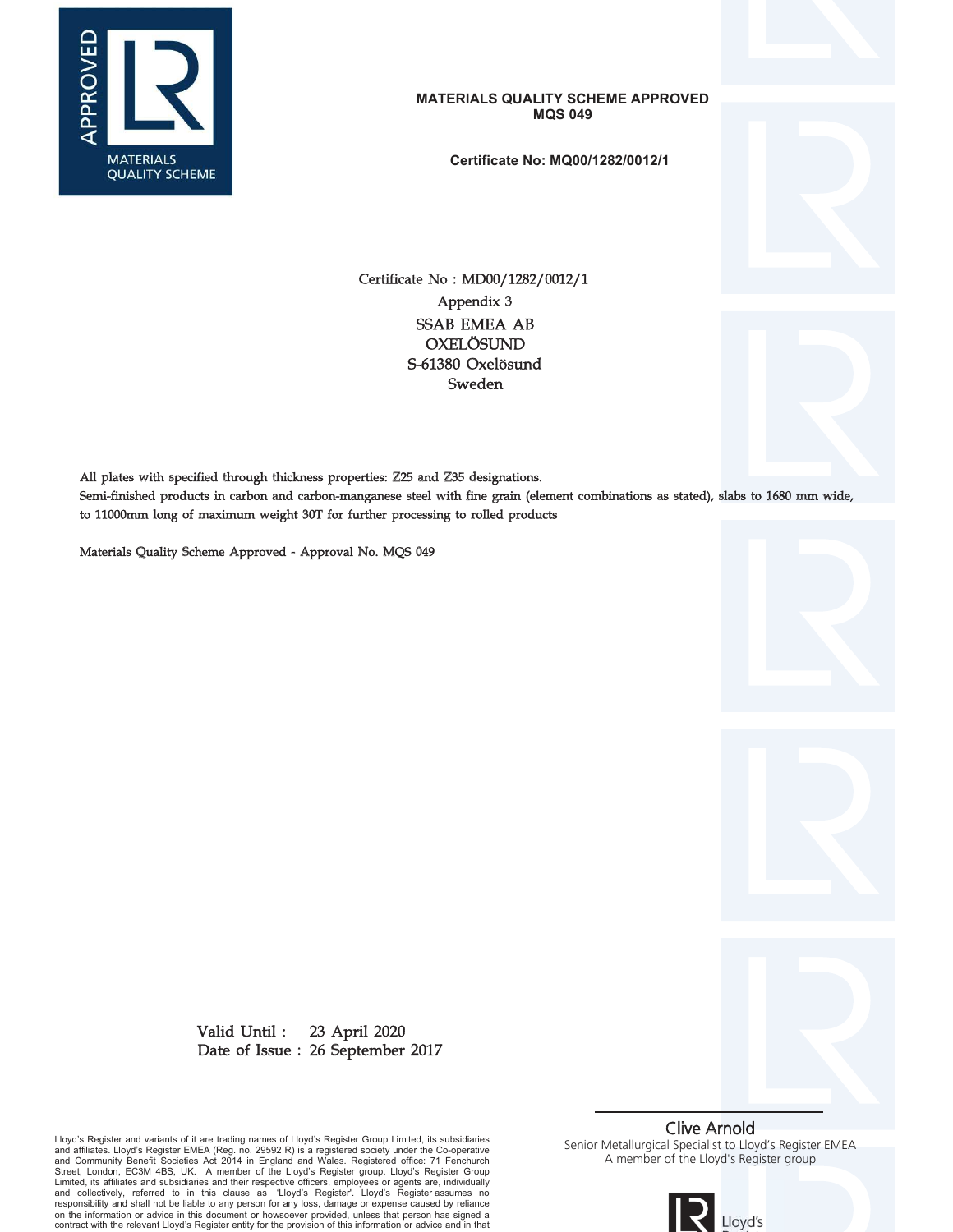**MATERIALS QUALITY SCHEME APPROVED**
**MQS 049**

**Certificate No: MQ00/1282/0012/1**

Certificate No : MD00/1282/0012/1

Appendix 3

SSAB EMEA AB
OXELÖSUND
S-61380 Oxelösund
Sweden

All plates with specified through thickness properties: Z25 and Z35 designations.
Semi-finished products in carbon and carbon-manganese steel with fine grain (element combinations as stated), slabs to 1680 mm wide, to 11000mm long of maximum weight 30T for further processing to rolled products

Materials Quality Scheme Approved - Approval No. MQS 049

Valid Until : 23 April 2020
Date of Issue : 26 September 2017

Clive Arnold
Senior Metallurgical Specialist to Lloyd's Register EMEA
A member of the Lloyd's Register group

Lloyd's Register and variants of it are trading names of Lloyd's Register Group Limited, its subsidiaries and affiliates. Lloyd's Register EMEA (Reg. no. 29592 R) is a registered society under the Co-operative and Community Benefit Societies Act 2014 in England and Wales. Registered office: 71 Fenchurch Street, London, EC3M 4BS, UK. A member of the Lloyd's Register group. Lloyd's Register Group Limited, its affiliates and subsidiaries and their respective officers, employees or agents are, individually and collectively, referred to in this clause as 'Lloyd's Register'. Lloyd's Register assumes no responsibility and shall not be liable to any person for any loss, damage or expense caused by reliance on the information or advice in this document or howsoever provided, unless that person has signed a contract with the relevant Lloyd's Register entity for the provision of this information or advice and in that